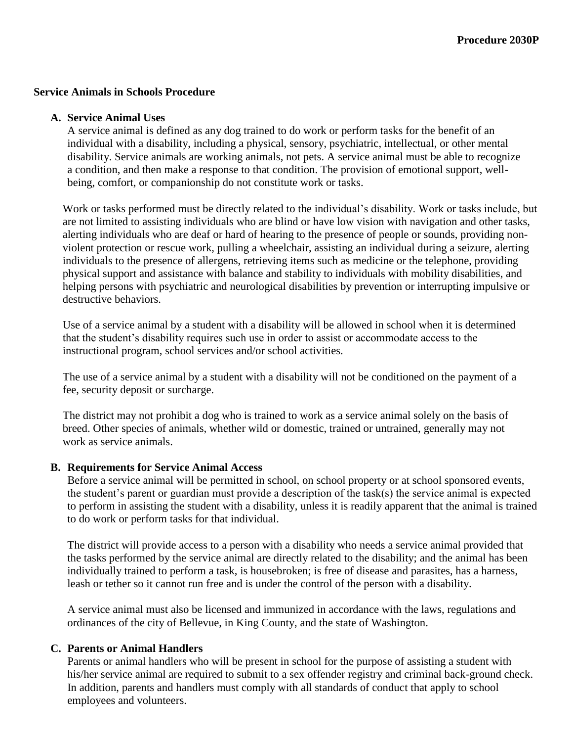**Procedure 2030P**

## Service Animals in Schools Procedure

### A. Service Animal Uses

A service animal is defined as any dog trained to do work or perform tasks for the benefit of an individual with a disability, including a physical, sensory, psychiatric, intellectual, or other mental disability. Service animals are working animals, not pets. A service animal must be able to recognize a condition, and then make a response to that condition. The provision of emotional support, well-being, comfort, or companionship do not constitute work or tasks.

Work or tasks performed must be directly related to the individual's disability. Work or tasks include, but are not limited to assisting individuals who are blind or have low vision with navigation and other tasks, alerting individuals who are deaf or hard of hearing to the presence of people or sounds, providing non-violent protection or rescue work, pulling a wheelchair, assisting an individual during a seizure, alerting individuals to the presence of allergens, retrieving items such as medicine or the telephone, providing physical support and assistance with balance and stability to individuals with mobility disabilities, and helping persons with psychiatric and neurological disabilities by prevention or interrupting impulsive or destructive behaviors.

Use of a service animal by a student with a disability will be allowed in school when it is determined that the student's disability requires such use in order to assist or accommodate access to the instructional program, school services and/or school activities.

The use of a service animal by a student with a disability will not be conditioned on the payment of a fee, security deposit or surcharge.

The district may not prohibit a dog who is trained to work as a service animal solely on the basis of breed. Other species of animals, whether wild or domestic, trained or untrained, generally may not work as service animals.

### B. Requirements for Service Animal Access

Before a service animal will be permitted in school, on school property or at school sponsored events, the student's parent or guardian must provide a description of the task(s) the service animal is expected to perform in assisting the student with a disability, unless it is readily apparent that the animal is trained to do work or perform tasks for that individual.

The district will provide access to a person with a disability who needs a service animal provided that the tasks performed by the service animal are directly related to the disability; and the animal has been individually trained to perform a task, is housebroken; is free of disease and parasites, has a harness, leash or tether so it cannot run free and is under the control of the person with a disability.

A service animal must also be licensed and immunized in accordance with the laws, regulations and ordinances of the city of Bellevue, in King County, and the state of Washington.

### C. Parents or Animal Handlers

Parents or animal handlers who will be present in school for the purpose of assisting a student with his/her service animal are required to submit to a sex offender registry and criminal back-ground check. In addition, parents and handlers must comply with all standards of conduct that apply to school employees and volunteers.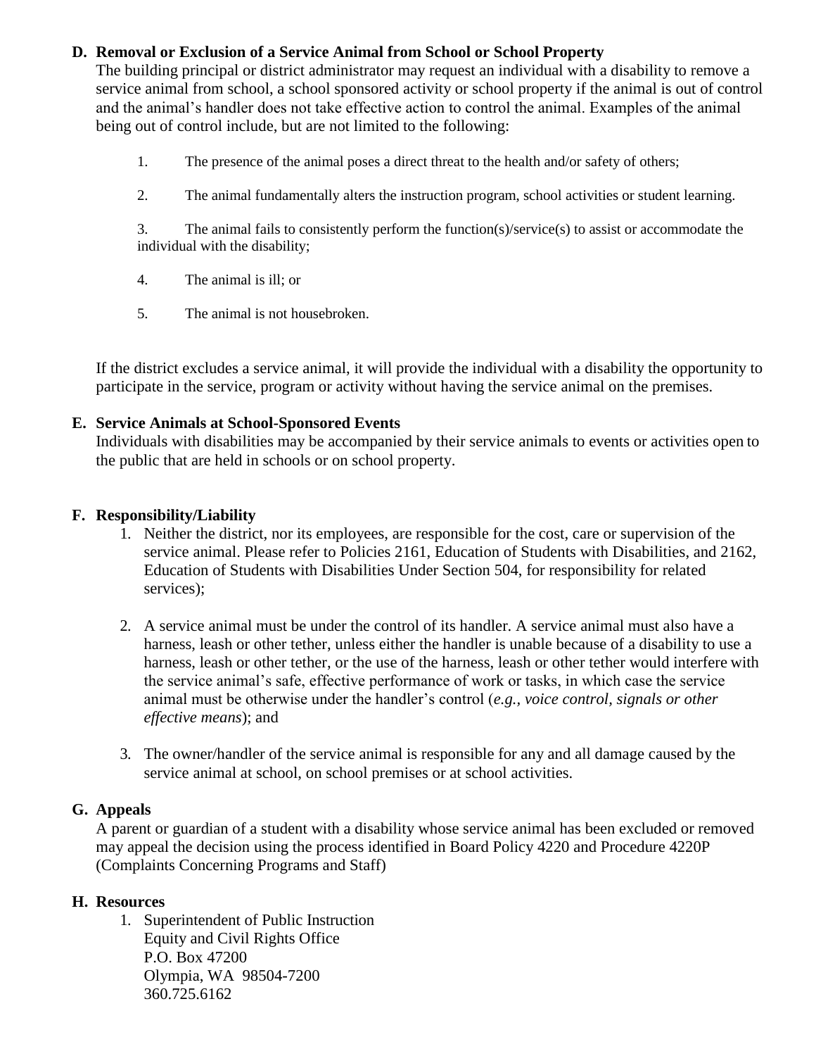**D. Removal or Exclusion of a Service Animal from School or School Property**

The building principal or district administrator may request an individual with a disability to remove a service animal from school, a school sponsored activity or school property if the animal is out of control and the animal's handler does not take effective action to control the animal. Examples of the animal being out of control include, but are not limited to the following:

1. The presence of the animal poses a direct threat to the health and/or safety of others;
2. The animal fundamentally alters the instruction program, school activities or student learning.
3. The animal fails to consistently perform the function(s)/service(s) to assist or accommodate the individual with the disability;
4. The animal is ill; or
5. The animal is not housebroken.

If the district excludes a service animal, it will provide the individual with a disability the opportunity to participate in the service, program or activity without having the service animal on the premises.

**E. Service Animals at School-Sponsored Events**

Individuals with disabilities may be accompanied by their service animals to events or activities open to the public that are held in schools or on school property.

**F. Responsibility/Liability**

1. Neither the district, nor its employees, are responsible for the cost, care or supervision of the service animal. Please refer to Policies 2161, Education of Students with Disabilities, and 2162, Education of Students with Disabilities Under Section 504, for responsibility for related services);
2. A service animal must be under the control of its handler. A service animal must also have a harness, leash or other tether, unless either the handler is unable because of a disability to use a harness, leash or other tether, or the use of the harness, leash or other tether would interfere with the service animal's safe, effective performance of work or tasks, in which case the service animal must be otherwise under the handler's control (*e.g., voice control, signals or other effective means*); and
3. The owner/handler of the service animal is responsible for any and all damage caused by the service animal at school, on school premises or at school activities.

**G. Appeals**

A parent or guardian of a student with a disability whose service animal has been excluded or removed may appeal the decision using the process identified in Board Policy 4220 and Procedure 4220P (Complaints Concerning Programs and Staff)

**H. Resources**

1. Superintendent of Public Instruction
   Equity and Civil Rights Office
   P.O. Box 47200
   Olympia, WA 98504-7200
   360.725.6162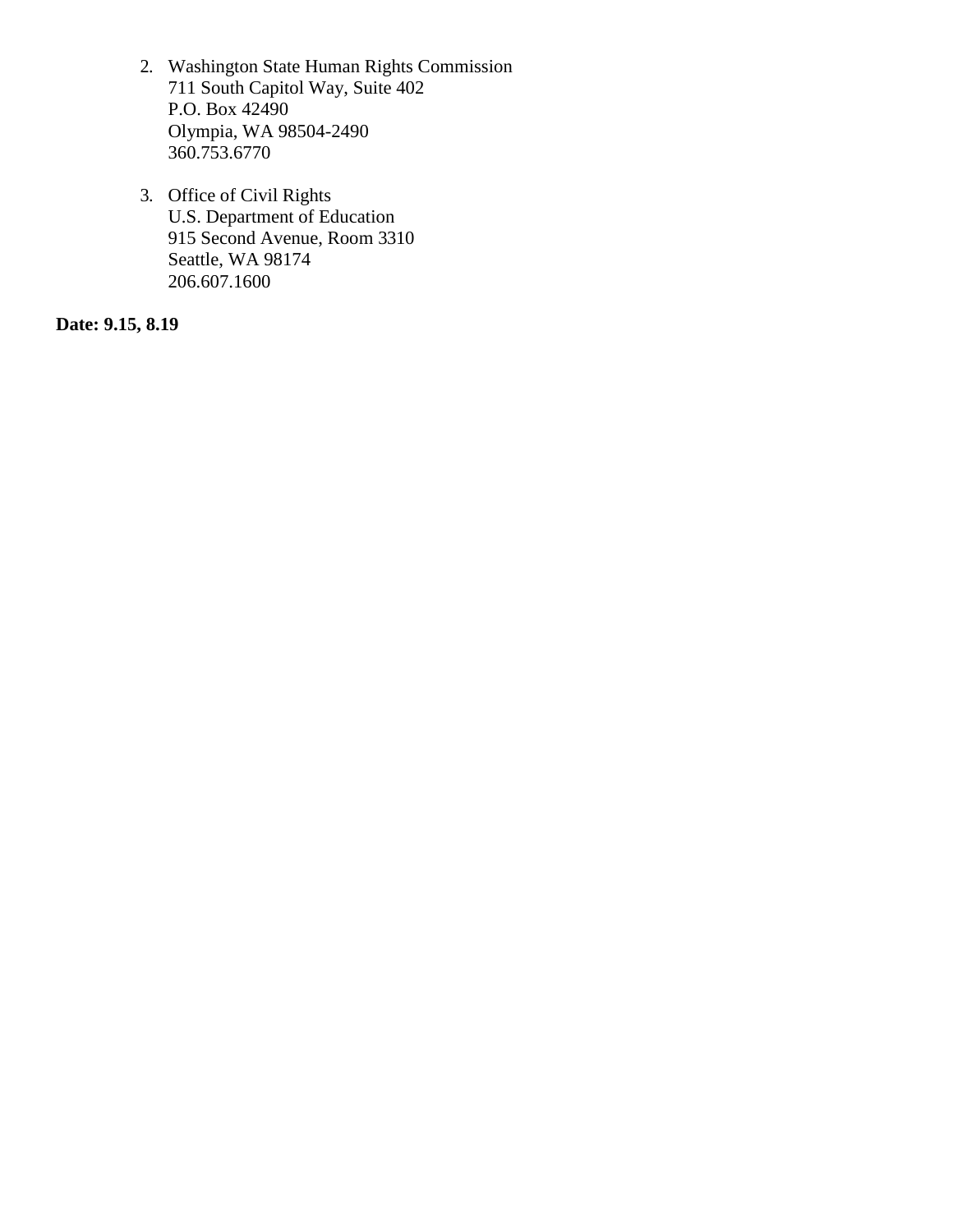2. Washington State Human Rights Commission
   711 South Capitol Way, Suite 402
   P.O. Box 42490
   Olympia, WA 98504-2490
   360.753.6770

3. Office of Civil Rights
   U.S. Department of Education
   915 Second Avenue, Room 3310
   Seattle, WA 98174
   206.607.1600

**Date: 9.15, 8.19**